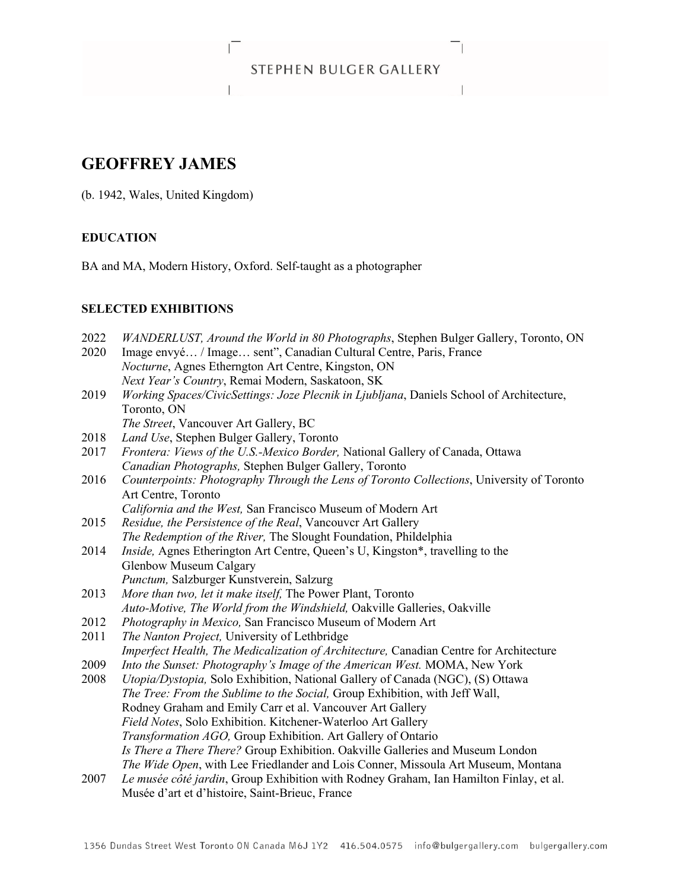# GEOFFREY JAMES

(b. 1942, Wales, United Kingdom)

## EDUCATION

BA and MA, Modern History, Oxford. Self-taught as a photographer

## SELECTED EXHIBITIONS

2022 *WANDERLUST, Around the World in 80 Photographs*, Stephen Bulger Gallery, Toronto, ON

2020 Image envyé… / Image… sent", Canadian Cultural Centre, Paris, France
*Nocturne*, Agnes Etherngton Art Centre, Kingston, ON
*Next Year's Country*, Remai Modern, Saskatoon, SK

2019 *Working Spaces/CivicSettings: Joze Plecnik in Ljubljana*, Daniels School of Architecture, Toronto, ON
*The Street*, Vancouver Art Gallery, BC

2018 *Land Use*, Stephen Bulger Gallery, Toronto

2017 *Frontera: Views of the U.S.-Mexico Border,* National Gallery of Canada, Ottawa
*Canadian Photographs,* Stephen Bulger Gallery, Toronto

2016 *Counterpoints: Photography Through the Lens of Toronto Collections*, University of Toronto Art Centre, Toronto
*California and the West,* San Francisco Museum of Modern Art

2015 *Residue, the Persistence of the Real*, Vancouvcr Art Gallery
*The Redemption of the River,* The Slought Foundation, Phildelphia

2014 *Inside,* Agnes Etherington Art Centre, Queen's U, Kingston*, travelling to the Glenbow Museum Calgary
*Punctum,* Salzburger Kunstverein, Salzurg

2013 *More than two, let it make itself,* The Power Plant, Toronto
*Auto-Motive, The World from the Windshield,* Oakville Galleries, Oakville

2012 *Photography in Mexico,* San Francisco Museum of Modern Art

2011 *The Nanton Project,* University of Lethbridge
*Imperfect Health, The Medicalization of Architecture,* Canadian Centre for Architecture

2009 *Into the Sunset: Photography's Image of the American West.* MOMA, New York

2008 *Utopia/Dystopia,* Solo Exhibition, National Gallery of Canada (NGC), (S) Ottawa
*The Tree: From the Sublime to the Social,* Group Exhibition, with Jeff Wall, Rodney Graham and Emily Carr et al. Vancouver Art Gallery
*Field Notes*, Solo Exhibition. Kitchener-Waterloo Art Gallery
*Transformation AGO,* Group Exhibition. Art Gallery of Ontario
*Is There a There There?* Group Exhibition. Oakville Galleries and Museum London
*The Wide Open*, with Lee Friedlander and Lois Conner, Missoula Art Museum, Montana

2007 *Le musée côté jardin*, Group Exhibition with Rodney Graham, Ian Hamilton Finlay, et al. Musée d'art et d'histoire, Saint-Brieuc, France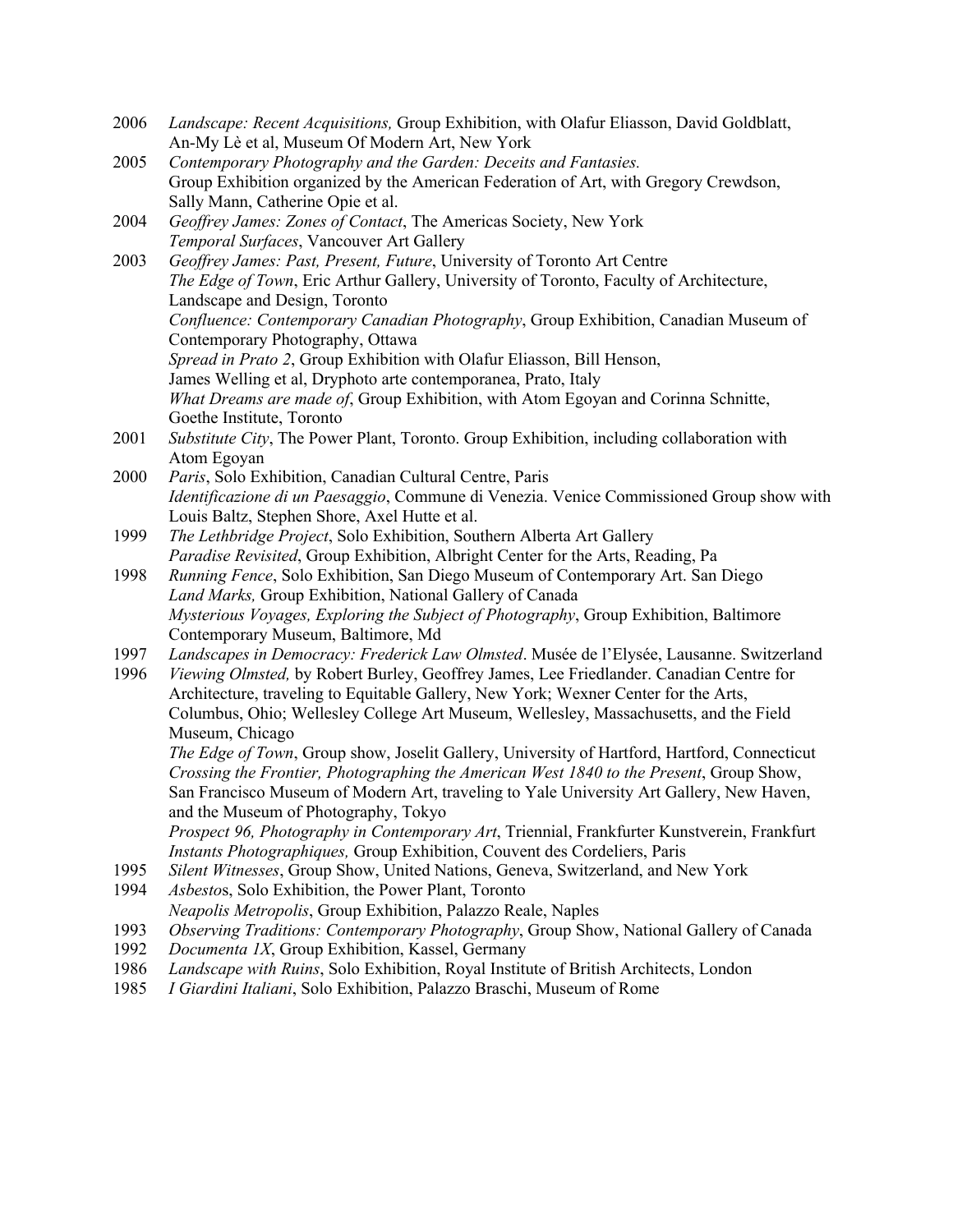2006 *Landscape: Recent Acquisitions,* Group Exhibition, with Olafur Eliasson, David Goldblatt, An-My Lè et al, Museum Of Modern Art, New York

2005 *Contemporary Photography and the Garden: Deceits and Fantasies.* Group Exhibition organized by the American Federation of Art, with Gregory Crewdson, Sally Mann, Catherine Opie et al.

2004 *Geoffrey James: Zones of Contact*, The Americas Society, New York
*Temporal Surfaces*, Vancouver Art Gallery

2003 *Geoffrey James: Past, Present, Future*, University of Toronto Art Centre
*The Edge of Town*, Eric Arthur Gallery, University of Toronto, Faculty of Architecture, Landscape and Design, Toronto
*Confluence: Contemporary Canadian Photography*, Group Exhibition, Canadian Museum of Contemporary Photography, Ottawa
*Spread in Prato 2*, Group Exhibition with Olafur Eliasson, Bill Henson, James Welling et al, Dryphoto arte contemporanea, Prato, Italy
*What Dreams are made of*, Group Exhibition, with Atom Egoyan and Corinna Schnitte, Goethe Institute, Toronto

2001 *Substitute City*, The Power Plant, Toronto. Group Exhibition, including collaboration with Atom Egoyan

2000 *Paris*, Solo Exhibition, Canadian Cultural Centre, Paris
*Identificazione di un Paesaggio*, Commune di Venezia. Venice Commissioned Group show with Louis Baltz, Stephen Shore, Axel Hutte et al.

1999 *The Lethbridge Project*, Solo Exhibition, Southern Alberta Art Gallery
*Paradise Revisited*, Group Exhibition, Albright Center for the Arts, Reading, Pa

1998 *Running Fence*, Solo Exhibition, San Diego Museum of Contemporary Art. San Diego
*Land Marks,* Group Exhibition, National Gallery of Canada
*Mysterious Voyages, Exploring the Subject of Photography*, Group Exhibition, Baltimore Contemporary Museum, Baltimore, Md

1997 *Landscapes in Democracy: Frederick Law Olmsted*. Musée de l'Elysée, Lausanne. Switzerland

1996 *Viewing Olmsted,* by Robert Burley, Geoffrey James, Lee Friedlander. Canadian Centre for Architecture, traveling to Equitable Gallery, New York; Wexner Center for the Arts, Columbus, Ohio; Wellesley College Art Museum, Wellesley, Massachusetts, and the Field Museum, Chicago
*The Edge of Town*, Group show, Joselit Gallery, University of Hartford, Hartford, Connecticut
*Crossing the Frontier, Photographing the American West 1840 to the Present*, Group Show, San Francisco Museum of Modern Art, traveling to Yale University Art Gallery, New Haven, and the Museum of Photography, Tokyo
*Prospect 96, Photography in Contemporary Art*, Triennial, Frankfurter Kunstverein, Frankfurt
*Instants Photographiques,* Group Exhibition, Couvent des Cordeliers, Paris

1995 *Silent Witnesses*, Group Show, United Nations, Geneva, Switzerland, and New York

1994 *Asbestos*, Solo Exhibition, the Power Plant, Toronto
*Neapolis Metropolis*, Group Exhibition, Palazzo Reale, Naples

1993 *Observing Traditions: Contemporary Photography*, Group Show, National Gallery of Canada

1992 *Documenta 1X*, Group Exhibition, Kassel, Germany

1986 *Landscape with Ruins*, Solo Exhibition, Royal Institute of British Architects, London

1985 *I Giardini Italiani*, Solo Exhibition, Palazzo Braschi, Museum of Rome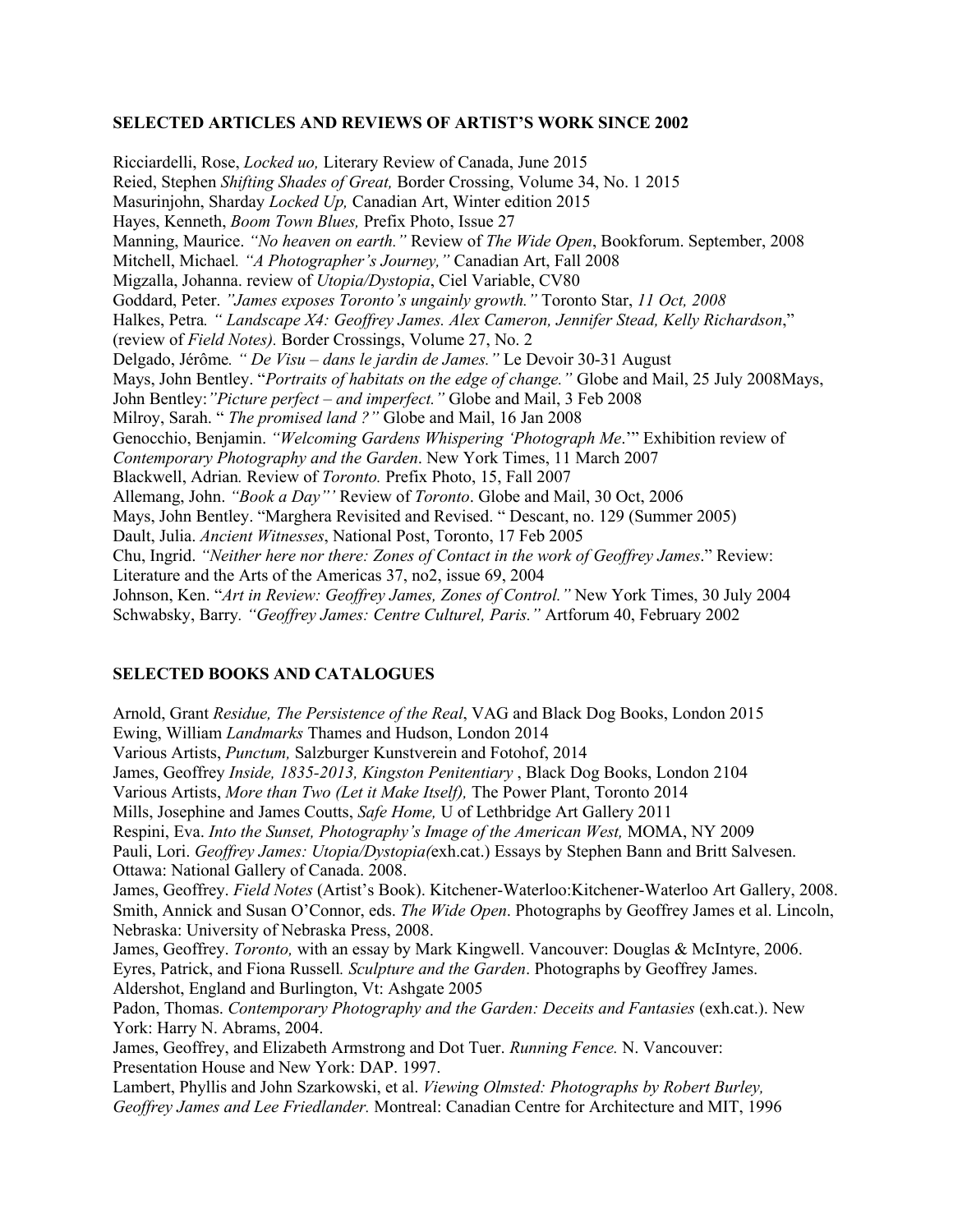**SELECTED ARTICLES AND REVIEWS OF ARTIST'S WORK SINCE 2002**

Ricciardelli, Rose, *Locked uo,* Literary Review of Canada, June 2015
Reied, Stephen *Shifting Shades of Great,* Border Crossing, Volume 34, No. 1 2015
Masurinjohn, Sharday *Locked Up,* Canadian Art, Winter edition 2015
Hayes, Kenneth, *Boom Town Blues,* Prefix Photo, Issue 27
Manning, Maurice. *"No heaven on earth."* Review of *The Wide Open*, Bookforum. September, 2008
Mitchell, Michael*. "A Photographer's Journey,"* Canadian Art, Fall 2008
Migzalla, Johanna. review of *Utopia/Dystopia*, Ciel Variable, CV80
Goddard, Peter. *"James exposes Toronto's ungainly growth."* Toronto Star, *11 Oct, 2008*
Halkes, Petra*. " Landscape X4: Geoffrey James. Alex Cameron, Jennifer Stead, Kelly Richardson*," (review of *Field Notes).* Border Crossings, Volume 27, No. 2
Delgado, Jérôme*. " De Visu – dans le jardin de James."* Le Devoir 30-31 August
Mays, John Bentley. "*Portraits of habitats on the edge of change."* Globe and Mail, 25 July 2008Mays, John Bentley:*"Picture perfect – and imperfect."* Globe and Mail, 3 Feb 2008
Milroy, Sarah. " *The promised land ?"* Globe and Mail, 16 Jan 2008
Genocchio, Benjamin. *"Welcoming Gardens Whispering 'Photograph Me*.'" Exhibition review of *Contemporary Photography and the Garden*. New York Times, 11 March 2007
Blackwell, Adrian*.* Review of *Toronto.* Prefix Photo, 15, Fall 2007
Allemang, John. *"Book a Day"'* Review of *Toronto*. Globe and Mail, 30 Oct, 2006
Mays, John Bentley. "Marghera Revisited and Revised. " Descant, no. 129 (Summer 2005)
Dault, Julia. *Ancient Witnesses*, National Post, Toronto, 17 Feb 2005
Chu, Ingrid. *"Neither here nor there: Zones of Contact in the work of Geoffrey James*." Review: Literature and the Arts of the Americas 37, no2, issue 69, 2004
Johnson, Ken. "*Art in Review: Geoffrey James, Zones of Control."* New York Times, 30 July 2004
Schwabsky, Barry*. "Geoffrey James: Centre Culturel, Paris."* Artforum 40, February 2002

**SELECTED BOOKS AND CATALOGUES**

Arnold, Grant *Residue, The Persistence of the Real*, VAG and Black Dog Books, London 2015
Ewing, William *Landmarks* Thames and Hudson, London 2014
Various Artists, *Punctum,* Salzburger Kunstverein and Fotohof, 2014
James, Geoffrey *Inside, 1835-2013, Kingston Penitentiary* , Black Dog Books, London 2104
Various Artists, *More than Two (Let it Make Itself),* The Power Plant, Toronto 2014
Mills, Josephine and James Coutts, *Safe Home,* U of Lethbridge Art Gallery 2011
Respini, Eva. *Into the Sunset, Photography's Image of the American West,* MOMA, NY 2009
Pauli, Lori. *Geoffrey James: Utopia/Dystopia(*exh.cat.) Essays by Stephen Bann and Britt Salvesen. Ottawa: National Gallery of Canada. 2008.
James, Geoffrey. *Field Notes* (Artist's Book). Kitchener-Waterloo:Kitchener-Waterloo Art Gallery, 2008.
Smith, Annick and Susan O'Connor, eds. *The Wide Open*. Photographs by Geoffrey James et al. Lincoln, Nebraska: University of Nebraska Press, 2008.
James, Geoffrey. *Toronto,* with an essay by Mark Kingwell. Vancouver: Douglas & McIntyre, 2006.
Eyres, Patrick, and Fiona Russell*. Sculpture and the Garden*. Photographs by Geoffrey James. Aldershot, England and Burlington, Vt: Ashgate 2005
Padon, Thomas. *Contemporary Photography and the Garden: Deceits and Fantasies* (exh.cat.). New York: Harry N. Abrams, 2004.
James, Geoffrey, and Elizabeth Armstrong and Dot Tuer. *Running Fence.* N. Vancouver: Presentation House and New York: DAP. 1997.
Lambert, Phyllis and John Szarkowski, et al. *Viewing Olmsted: Photographs by Robert Burley, Geoffrey James and Lee Friedlander.* Montreal: Canadian Centre for Architecture and MIT, 1996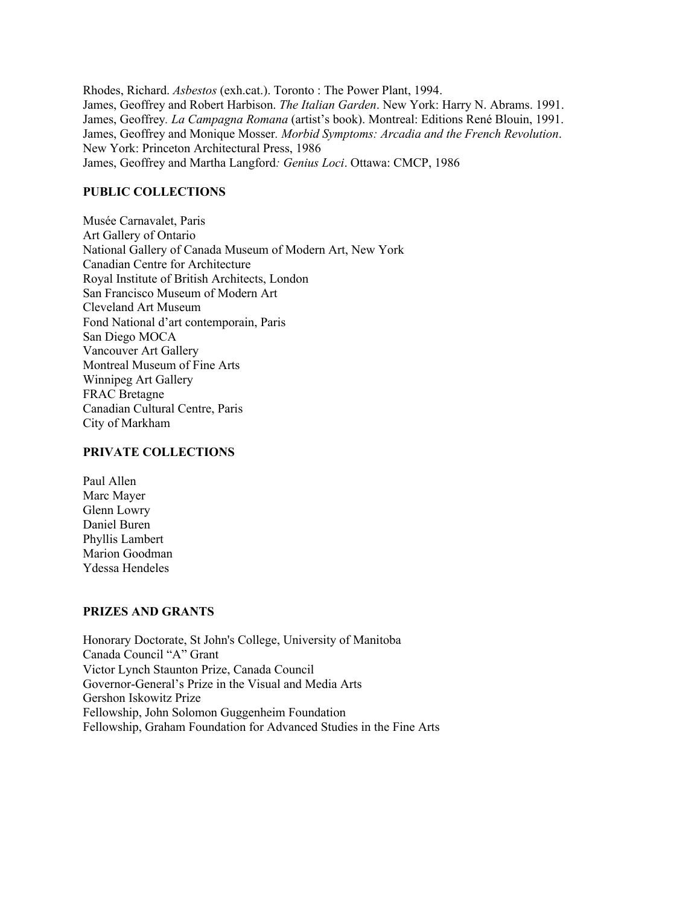Rhodes, Richard. *Asbestos* (exh.cat.). Toronto : The Power Plant, 1994.
James, Geoffrey and Robert Harbison. *The Italian Garden*. New York: Harry N. Abrams. 1991.
James, Geoffrey. *La Campagna Romana* (artist's book). Montreal: Editions René Blouin, 1991.
James, Geoffrey and Monique Mosser. *Morbid Symptoms: Arcadia and the French Revolution*. New York: Princeton Architectural Press, 1986
James, Geoffrey and Martha Langford*: Genius Loci*. Ottawa: CMCP, 1986

**PUBLIC COLLECTIONS**

Musée Carnavalet, Paris
Art Gallery of Ontario
National Gallery of Canada Museum of Modern Art, New York
Canadian Centre for Architecture
Royal Institute of British Architects, London
San Francisco Museum of Modern Art
Cleveland Art Museum
Fond National d'art contemporain, Paris
San Diego MOCA
Vancouver Art Gallery
Montreal Museum of Fine Arts
Winnipeg Art Gallery
FRAC Bretagne
Canadian Cultural Centre, Paris
City of Markham

**PRIVATE COLLECTIONS**

Paul Allen
Marc Mayer
Glenn Lowry
Daniel Buren
Phyllis Lambert
Marion Goodman
Ydessa Hendeles

**PRIZES AND GRANTS**

Honorary Doctorate, St John's College, University of Manitoba
Canada Council "A" Grant
Victor Lynch Staunton Prize, Canada Council
Governor-General's Prize in the Visual and Media Arts
Gershon Iskowitz Prize
Fellowship, John Solomon Guggenheim Foundation
Fellowship, Graham Foundation for Advanced Studies in the Fine Arts